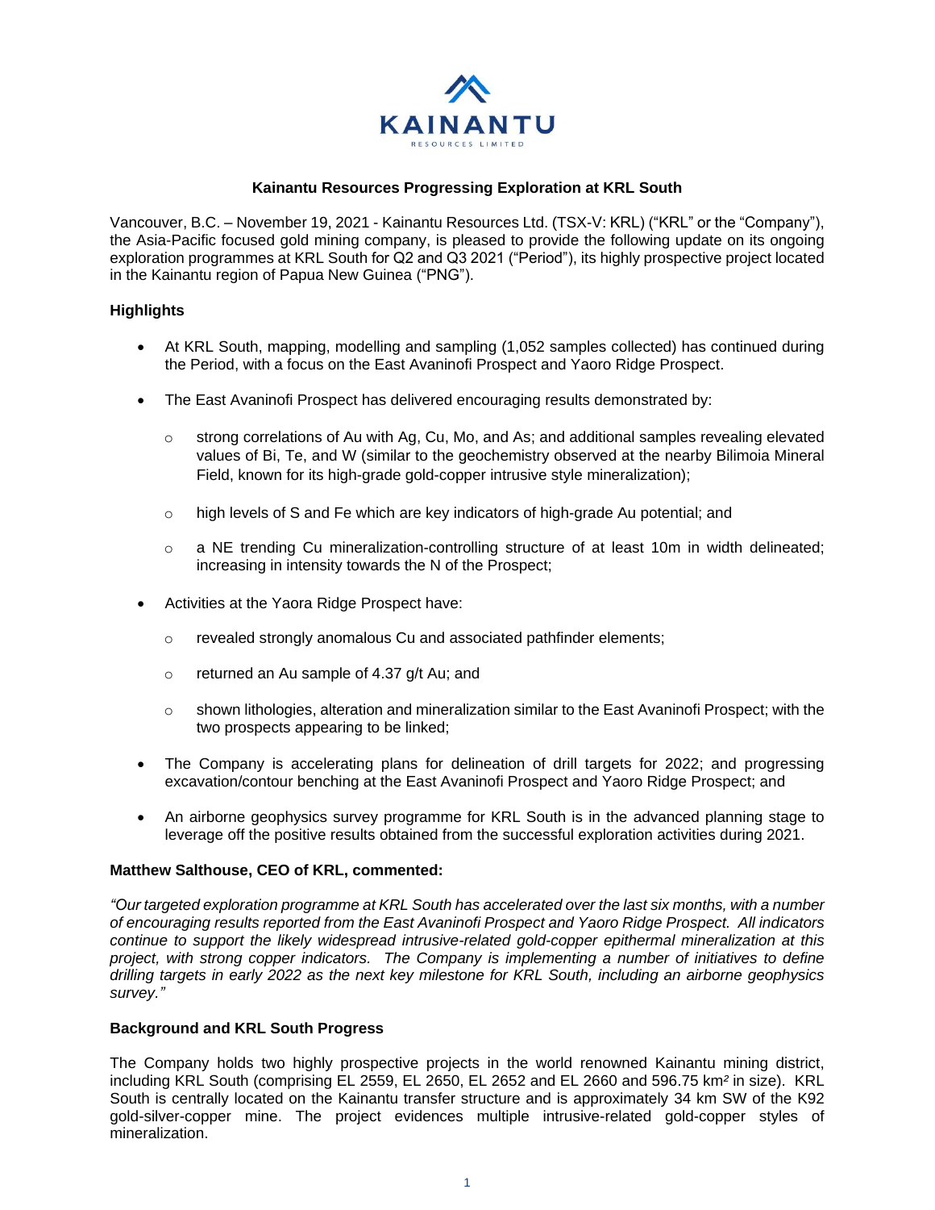KAINANTU

RESOURCES LIMITED

**Kainantu Resources Progressing Exploration at KRL South**

Vancouver, B.C. – November 19, 2021 - Kainantu Resources Ltd. (TSX-V: KRL) ("KRL" or the "Company"), the Asia-Pacific focused gold mining company, is pleased to provide the following update on its ongoing exploration programmes at KRL South for Q2 and Q3 2021 ("Period"), its highly prospective project located in the Kainantu region of Papua New Guinea ("PNG").

## Highlights

- At KRL South, mapping, modelling and sampling (1,052 samples collected) has continued during the Period, with a focus on the East Avaninofi Prospect and Yaoro Ridge Prospect.
- The East Avaninofi Prospect has delivered encouraging results demonstrated by:
  - strong correlations of Au with Ag, Cu, Mo, and As; and additional samples revealing elevated values of Bi, Te, and W (similar to the geochemistry observed at the nearby Bilimoia Mineral Field, known for its high-grade gold-copper intrusive style mineralization);
  - high levels of S and Fe which are key indicators of high-grade Au potential; and
  - a NE trending Cu mineralization-controlling structure of at least 10m in width delineated; increasing in intensity towards the N of the Prospect;
- Activities at the Yaora Ridge Prospect have:
  - revealed strongly anomalous Cu and associated pathfinder elements;
  - returned an Au sample of 4.37 g/t Au; and
  - shown lithologies, alteration and mineralization similar to the East Avaninofi Prospect; with the two prospects appearing to be linked;
- The Company is accelerating plans for delineation of drill targets for 2022; and progressing excavation/contour benching at the East Avaninofi Prospect and Yaoro Ridge Prospect; and
- An airborne geophysics survey programme for KRL South is in the advanced planning stage to leverage off the positive results obtained from the successful exploration activities during 2021.

**Matthew Salthouse, CEO of KRL, commented:**

*"Our targeted exploration programme at KRL South has accelerated over the last six months, with a number of encouraging results reported from the East Avaninofi Prospect and Yaoro Ridge Prospect. All indicators continue to support the likely widespread intrusive-related gold-copper epithermal mineralization at this project, with strong copper indicators. The Company is implementing a number of initiatives to define drilling targets in early 2022 as the next key milestone for KRL South, including an airborne geophysics survey."*

## Background and KRL South Progress

The Company holds two highly prospective projects in the world renowned Kainantu mining district, including KRL South (comprising EL 2559, EL 2650, EL 2652 and EL 2660 and 596.75 km$^2$ in size). KRL South is centrally located on the Kainantu transfer structure and is approximately 34 km SW of the K92 gold-silver-copper mine. The project evidences multiple intrusive-related gold-copper styles of mineralization.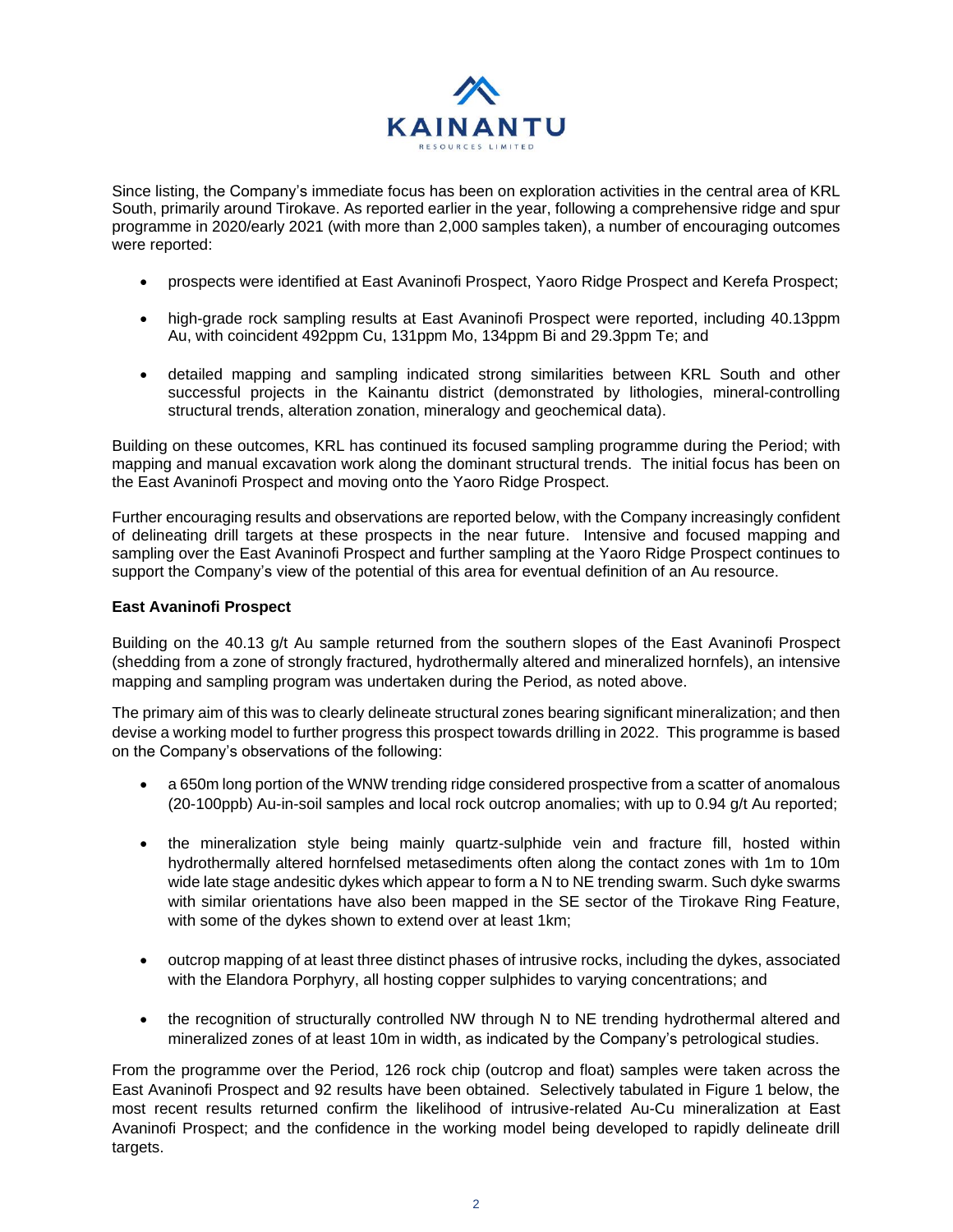Since listing, the Company's immediate focus has been on exploration activities in the central area of KRL South, primarily around Tirokave. As reported earlier in the year, following a comprehensive ridge and spur programme in 2020/early 2021 (with more than 2,000 samples taken), a number of encouraging outcomes were reported:

- prospects were identified at East Avaninofi Prospect, Yaoro Ridge Prospect and Kerefa Prospect;
- high-grade rock sampling results at East Avaninofi Prospect were reported, including 40.13ppm Au, with coincident 492ppm Cu, 131ppm Mo, 134ppm Bi and 29.3ppm Te; and
- detailed mapping and sampling indicated strong similarities between KRL South and other successful projects in the Kainantu district (demonstrated by lithologies, mineral-controlling structural trends, alteration zonation, mineralogy and geochemical data).

Building on these outcomes, KRL has continued its focused sampling programme during the Period; with mapping and manual excavation work along the dominant structural trends. The initial focus has been on the East Avaninofi Prospect and moving onto the Yaoro Ridge Prospect.

Further encouraging results and observations are reported below, with the Company increasingly confident of delineating drill targets at these prospects in the near future. Intensive and focused mapping and sampling over the East Avaninofi Prospect and further sampling at the Yaoro Ridge Prospect continues to support the Company's view of the potential of this area for eventual definition of an Au resource.

**East Avaninofi Prospect**

Building on the 40.13 g/t Au sample returned from the southern slopes of the East Avaninofi Prospect (shedding from a zone of strongly fractured, hydrothermally altered and mineralized hornfels), an intensive mapping and sampling program was undertaken during the Period, as noted above.

The primary aim of this was to clearly delineate structural zones bearing significant mineralization; and then devise a working model to further progress this prospect towards drilling in 2022. This programme is based on the Company's observations of the following:

- a 650m long portion of the WNW trending ridge considered prospective from a scatter of anomalous (20-100ppb) Au-in-soil samples and local rock outcrop anomalies; with up to 0.94 g/t Au reported;
- the mineralization style being mainly quartz-sulphide vein and fracture fill, hosted within hydrothermally altered hornfelsed metasediments often along the contact zones with 1m to 10m wide late stage andesitic dykes which appear to form a N to NE trending swarm. Such dyke swarms with similar orientations have also been mapped in the SE sector of the Tirokave Ring Feature, with some of the dykes shown to extend over at least 1km;
- outcrop mapping of at least three distinct phases of intrusive rocks, including the dykes, associated with the Elandora Porphyry, all hosting copper sulphides to varying concentrations; and
- the recognition of structurally controlled NW through N to NE trending hydrothermal altered and mineralized zones of at least 10m in width, as indicated by the Company's petrological studies.

From the programme over the Period, 126 rock chip (outcrop and float) samples were taken across the East Avaninofi Prospect and 92 results have been obtained. Selectively tabulated in Figure 1 below, the most recent results returned confirm the likelihood of intrusive-related Au-Cu mineralization at East Avaninofi Prospect; and the confidence in the working model being developed to rapidly delineate drill targets.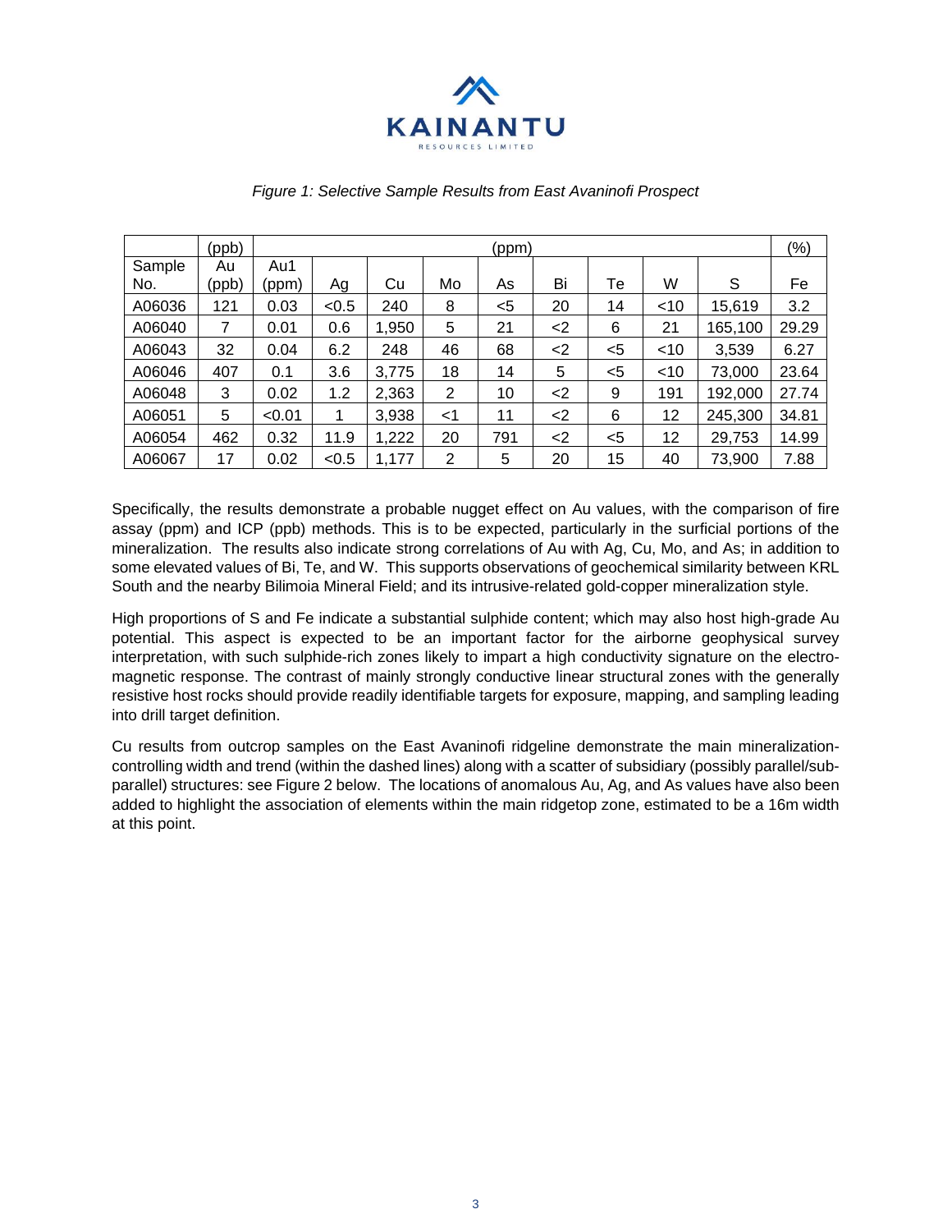*Figure 1: Selective Sample Results from East Avaninofi Prospect*

| | (ppb) | (ppm) | | | | | | | | | (%) |
|---|---|---|---|---|---|---|---|---|---|---|---|
| Sample No. | Au (ppb) | Au1 (ppm) | Ag | Cu | Mo | As | Bi | Te | W | S | Fe |
| A06036 | 121 | 0.03 | <0.5 | 240 | 8 | <5 | 20 | 14 | <10 | 15,619 | 3.2 |
| A06040 | 7 | 0.01 | 0.6 | 1,950 | 5 | 21 | <2 | 6 | 21 | 165,100 | 29.29 |
| A06043 | 32 | 0.04 | 6.2 | 248 | 46 | 68 | <2 | <5 | <10 | 3,539 | 6.27 |
| A06046 | 407 | 0.1 | 3.6 | 3,775 | 18 | 14 | 5 | <5 | <10 | 73,000 | 23.64 |
| A06048 | 3 | 0.02 | 1.2 | 2,363 | 2 | 10 | <2 | 9 | 191 | 192,000 | 27.74 |
| A06051 | 5 | <0.01 | 1 | 3,938 | <1 | 11 | <2 | 6 | 12 | 245,300 | 34.81 |
| A06054 | 462 | 0.32 | 11.9 | 1,222 | 20 | 791 | <2 | <5 | 12 | 29,753 | 14.99 |
| A06067 | 17 | 0.02 | <0.5 | 1,177 | 2 | 5 | 20 | 15 | 40 | 73,900 | 7.88 |

Specifically, the results demonstrate a probable nugget effect on Au values, with the comparison of fire assay (ppm) and ICP (ppb) methods. This is to be expected, particularly in the surficial portions of the mineralization. The results also indicate strong correlations of Au with Ag, Cu, Mo, and As; in addition to some elevated values of Bi, Te, and W. This supports observations of geochemical similarity between KRL South and the nearby Bilimoia Mineral Field; and its intrusive-related gold-copper mineralization style.

High proportions of S and Fe indicate a substantial sulphide content; which may also host high-grade Au potential. This aspect is expected to be an important factor for the airborne geophysical survey interpretation, with such sulphide-rich zones likely to impart a high conductivity signature on the electro-magnetic response. The contrast of mainly strongly conductive linear structural zones with the generally resistive host rocks should provide readily identifiable targets for exposure, mapping, and sampling leading into drill target definition.

Cu results from outcrop samples on the East Avaninofi ridgeline demonstrate the main mineralization-controlling width and trend (within the dashed lines) along with a scatter of subsidiary (possibly parallel/sub-parallel) structures: see Figure 2 below. The locations of anomalous Au, Ag, and As values have also been added to highlight the association of elements within the main ridgetop zone, estimated to be a 16m width at this point.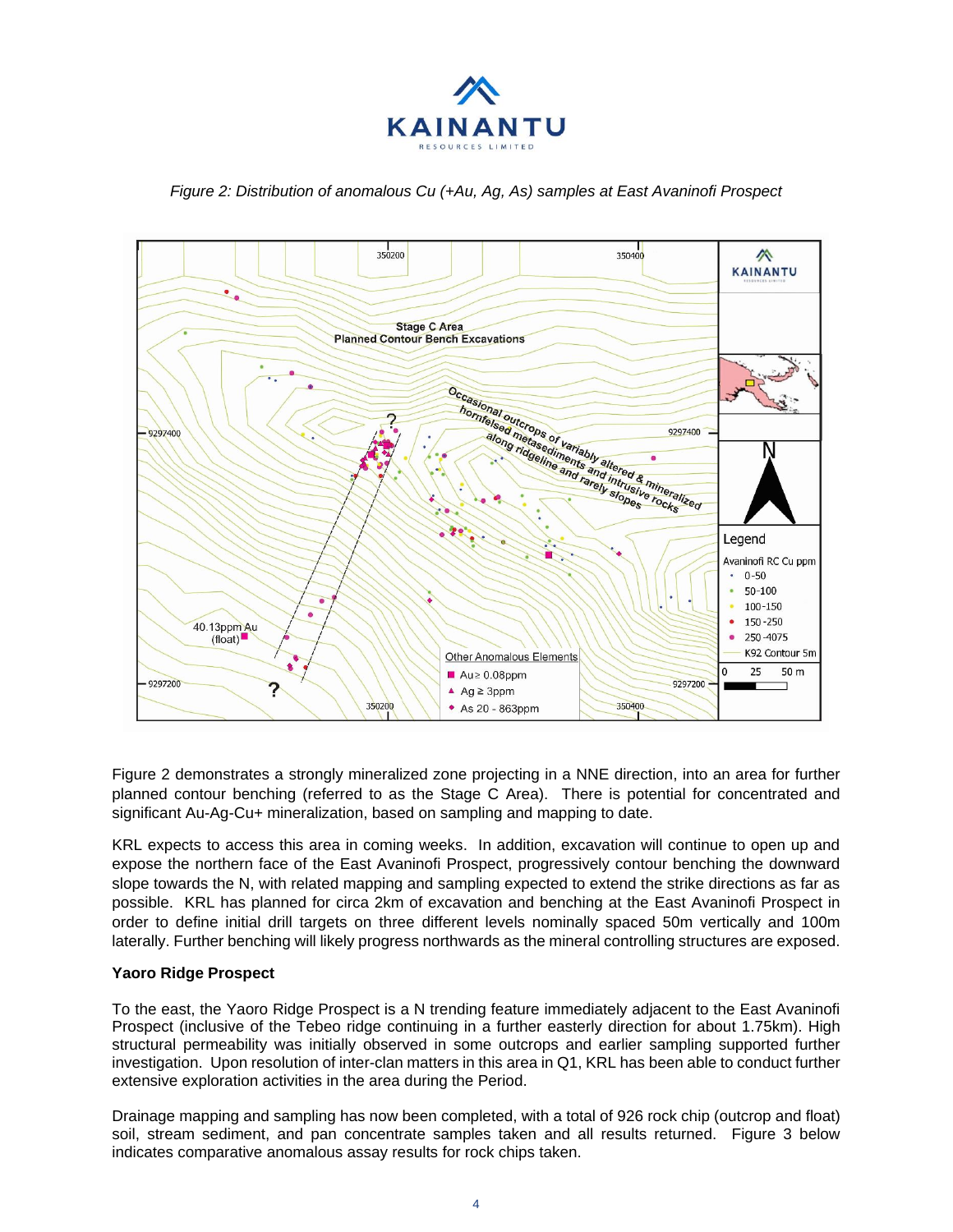*Figure 2: Distribution of anomalous Cu (+Au, Ag, As) samples at East Avaninofi Prospect*

Figure 2 demonstrates a strongly mineralized zone projecting in a NNE direction, into an area for further planned contour benching (referred to as the Stage C Area). There is potential for concentrated and significant Au-Ag-Cu+ mineralization, based on sampling and mapping to date.

KRL expects to access this area in coming weeks. In addition, excavation will continue to open up and expose the northern face of the East Avaninofi Prospect, progressively contour benching the downward slope towards the N, with related mapping and sampling expected to extend the strike directions as far as possible. KRL has planned for circa 2km of excavation and benching at the East Avaninofi Prospect in order to define initial drill targets on three different levels nominally spaced 50m vertically and 100m laterally. Further benching will likely progress northwards as the mineral controlling structures are exposed.

**Yaoro Ridge Prospect**

To the east, the Yaoro Ridge Prospect is a N trending feature immediately adjacent to the East Avaninofi Prospect (inclusive of the Tebeo ridge continuing in a further easterly direction for about 1.75km). High structural permeability was initially observed in some outcrops and earlier sampling supported further investigation. Upon resolution of inter-clan matters in this area in Q1, KRL has been able to conduct further extensive exploration activities in the area during the Period.

Drainage mapping and sampling has now been completed, with a total of 926 rock chip (outcrop and float) soil, stream sediment, and pan concentrate samples taken and all results returned. Figure 3 below indicates comparative anomalous assay results for rock chips taken.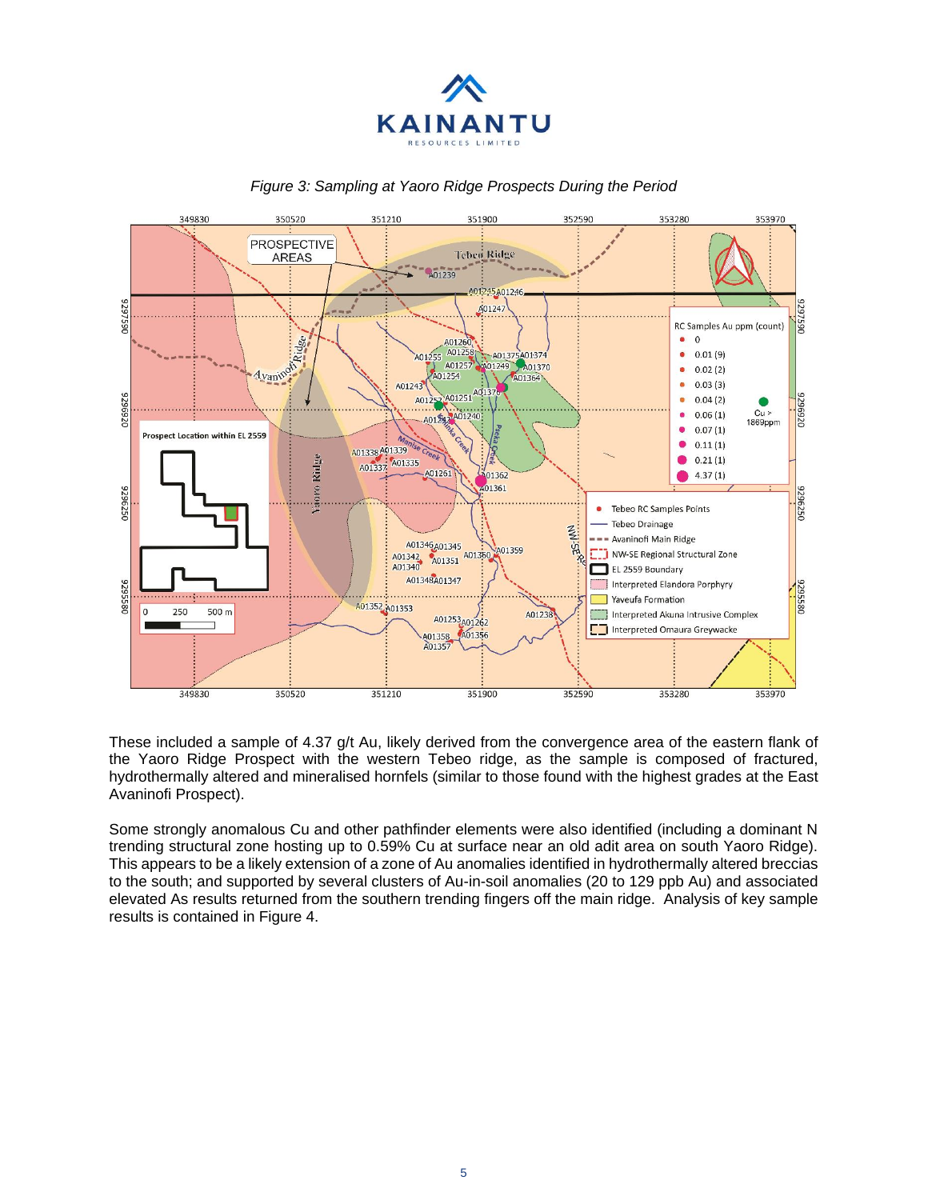*Figure 3: Sampling at Yaoro Ridge Prospects During the Period*

These included a sample of 4.37 g/t Au, likely derived from the convergence area of the eastern flank of the Yaoro Ridge Prospect with the western Tebeo ridge, as the sample is composed of fractured, hydrothermally altered and mineralised hornfels (similar to those found with the highest grades at the East Avaninofi Prospect).

Some strongly anomalous Cu and other pathfinder elements were also identified (including a dominant N trending structural zone hosting up to 0.59% Cu at surface near an old adit area on south Yaoro Ridge). This appears to be a likely extension of a zone of Au anomalies identified in hydrothermally altered breccias to the south; and supported by several clusters of Au-in-soil anomalies (20 to 129 ppb Au) and associated elevated As results returned from the southern trending fingers off the main ridge. Analysis of key sample results is contained in Figure 4.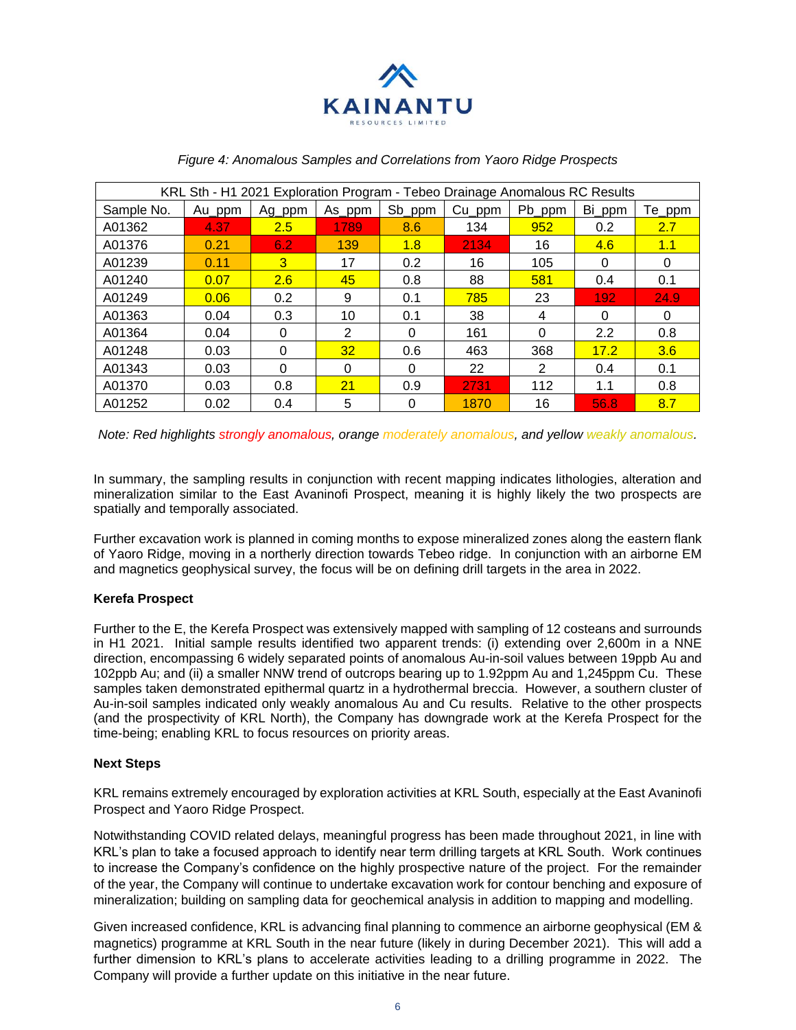*Figure 4: Anomalous Samples and Correlations from Yaoro Ridge Prospects*

| KRL Sth - H1 2021 Exploration Program - Tebeo Drainage Anomalous RC Results | | | | | | | | |
|---|---|---|---|---|---|---|---|---|
| Sample No. | Au_ppm | Ag_ppm | As_ppm | Sb_ppm | Cu_ppm | Pb_ppm | Bi_ppm | Te_ppm |
| A01362 | 4.37 | 2.5 | 1789 | 8.6 | 134 | 952 | 0.2 | 2.7 |
| A01376 | 0.21 | 6.2 | 139 | 1.8 | 2134 | 16 | 4.6 | 1.1 |
| A01239 | 0.11 | 3 | 17 | 0.2 | 16 | 105 | 0 | 0 |
| A01240 | 0.07 | 2.6 | 45 | 0.8 | 88 | 581 | 0.4 | 0.1 |
| A01249 | 0.06 | 0.2 | 9 | 0.1 | 785 | 23 | 192 | 24.9 |
| A01363 | 0.04 | 0.3 | 10 | 0.1 | 38 | 4 | 0 | 0 |
| A01364 | 0.04 | 0 | 2 | 0 | 161 | 0 | 2.2 | 0.8 |
| A01248 | 0.03 | 0 | 32 | 0.6 | 463 | 368 | 17.2 | 3.6 |
| A01343 | 0.03 | 0 | 0 | 0 | 22 | 2 | 0.4 | 0.1 |
| A01370 | 0.03 | 0.8 | 21 | 0.9 | 2731 | 112 | 1.1 | 0.8 |
| A01252 | 0.02 | 0.4 | 5 | 0 | 1870 | 16 | 56.8 | 8.7 |

*Note: Red highlights strongly anomalous, orange moderately anomalous, and yellow weakly anomalous.*

In summary, the sampling results in conjunction with recent mapping indicates lithologies, alteration and mineralization similar to the East Avaninofi Prospect, meaning it is highly likely the two prospects are spatially and temporally associated.

Further excavation work is planned in coming months to expose mineralized zones along the eastern flank of Yaoro Ridge, moving in a northerly direction towards Tebeo ridge. In conjunction with an airborne EM and magnetics geophysical survey, the focus will be on defining drill targets in the area in 2022.

**Kerefa Prospect**

Further to the E, the Kerefa Prospect was extensively mapped with sampling of 12 costeans and surrounds in H1 2021. Initial sample results identified two apparent trends: (i) extending over 2,600m in a NNE direction, encompassing 6 widely separated points of anomalous Au-in-soil values between 19ppb Au and 102ppb Au; and (ii) a smaller NNW trend of outcrops bearing up to 1.92ppm Au and 1,245ppm Cu. These samples taken demonstrated epithermal quartz in a hydrothermal breccia. However, a southern cluster of Au-in-soil samples indicated only weakly anomalous Au and Cu results. Relative to the other prospects (and the prospectivity of KRL North), the Company has downgrade work at the Kerefa Prospect for the time-being; enabling KRL to focus resources on priority areas.

**Next Steps**

KRL remains extremely encouraged by exploration activities at KRL South, especially at the East Avaninofi Prospect and Yaoro Ridge Prospect.

Notwithstanding COVID related delays, meaningful progress has been made throughout 2021, in line with KRL's plan to take a focused approach to identify near term drilling targets at KRL South. Work continues to increase the Company's confidence on the highly prospective nature of the project. For the remainder of the year, the Company will continue to undertake excavation work for contour benching and exposure of mineralization; building on sampling data for geochemical analysis in addition to mapping and modelling.

Given increased confidence, KRL is advancing final planning to commence an airborne geophysical (EM & magnetics) programme at KRL South in the near future (likely in during December 2021). This will add a further dimension to KRL's plans to accelerate activities leading to a drilling programme in 2022. The Company will provide a further update on this initiative in the near future.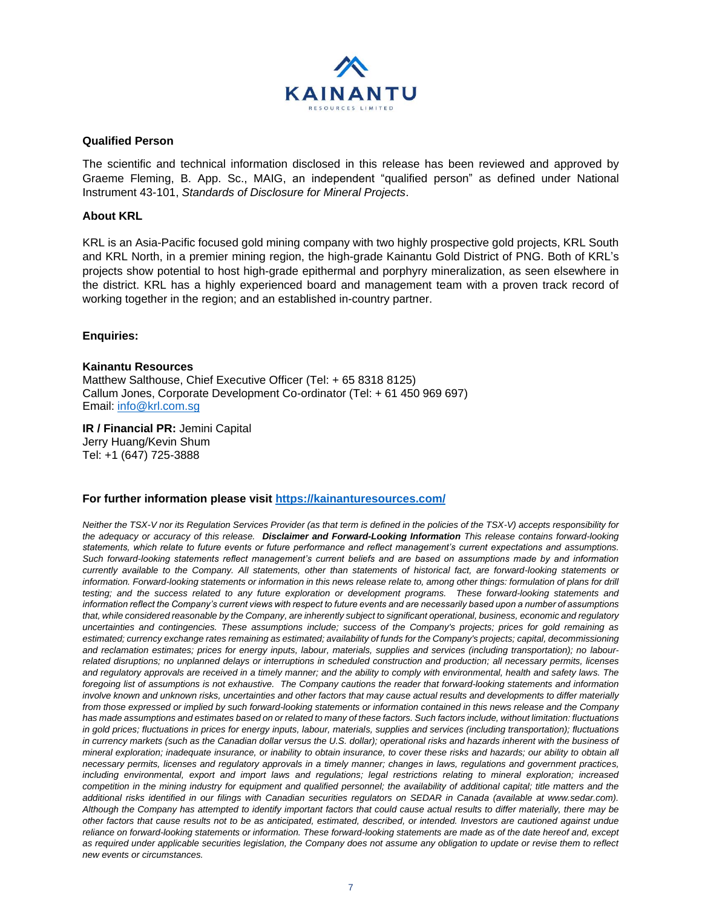## Qualified Person

The scientific and technical information disclosed in this release has been reviewed and approved by Graeme Fleming, B. App. Sc., MAIG, an independent "qualified person" as defined under National Instrument 43-101, *Standards of Disclosure for Mineral Projects*.

## About KRL

KRL is an Asia-Pacific focused gold mining company with two highly prospective gold projects, KRL South and KRL North, in a premier mining region, the high-grade Kainantu Gold District of PNG. Both of KRL's projects show potential to host high-grade epithermal and porphyry mineralization, as seen elsewhere in the district. KRL has a highly experienced board and management team with a proven track record of working together in the region; and an established in-country partner.

## Enquiries:

**Kainantu Resources**
Matthew Salthouse, Chief Executive Officer (Tel: + 65 8318 8125)
Callum Jones, Corporate Development Co-ordinator (Tel: + 61 450 969 697)
Email: info@krl.com.sg

**IR / Financial PR:** Jemini Capital
Jerry Huang/Kevin Shum
Tel: +1 (647) 725-3888

**For further information please visit https://kainanturesources.com/**

*Neither the TSX-V nor its Regulation Services Provider (as that term is defined in the policies of the TSX-V) accepts responsibility for the adequacy or accuracy of this release.* ***Disclaimer and Forward-Looking Information*** *This release contains forward-looking statements, which relate to future events or future performance and reflect management's current expectations and assumptions. Such forward-looking statements reflect management's current beliefs and are based on assumptions made by and information currently available to the Company. All statements, other than statements of historical fact, are forward-looking statements or information. Forward-looking statements or information in this news release relate to, among other things: formulation of plans for drill testing; and the success related to any future exploration or development programs. These forward-looking statements and information reflect the Company's current views with respect to future events and are necessarily based upon a number of assumptions that, while considered reasonable by the Company, are inherently subject to significant operational, business, economic and regulatory uncertainties and contingencies. These assumptions include; success of the Company's projects; prices for gold remaining as estimated; currency exchange rates remaining as estimated; availability of funds for the Company's projects; capital, decommissioning and reclamation estimates; prices for energy inputs, labour, materials, supplies and services (including transportation); no labour-related disruptions; no unplanned delays or interruptions in scheduled construction and production; all necessary permits, licenses and regulatory approvals are received in a timely manner; and the ability to comply with environmental, health and safety laws. The foregoing list of assumptions is not exhaustive. The Company cautions the reader that forward-looking statements and information involve known and unknown risks, uncertainties and other factors that may cause actual results and developments to differ materially from those expressed or implied by such forward-looking statements or information contained in this news release and the Company has made assumptions and estimates based on or related to many of these factors. Such factors include, without limitation: fluctuations in gold prices; fluctuations in prices for energy inputs, labour, materials, supplies and services (including transportation); fluctuations in currency markets (such as the Canadian dollar versus the U.S. dollar); operational risks and hazards inherent with the business of mineral exploration; inadequate insurance, or inability to obtain insurance, to cover these risks and hazards; our ability to obtain all necessary permits, licenses and regulatory approvals in a timely manner; changes in laws, regulations and government practices, including environmental, export and import laws and regulations; legal restrictions relating to mineral exploration; increased competition in the mining industry for equipment and qualified personnel; the availability of additional capital; title matters and the additional risks identified in our filings with Canadian securities regulators on SEDAR in Canada (available at www.sedar.com). Although the Company has attempted to identify important factors that could cause actual results to differ materially, there may be other factors that cause results not to be as anticipated, estimated, described, or intended. Investors are cautioned against undue reliance on forward-looking statements or information. These forward-looking statements are made as of the date hereof and, except as required under applicable securities legislation, the Company does not assume any obligation to update or revise them to reflect new events or circumstances.*